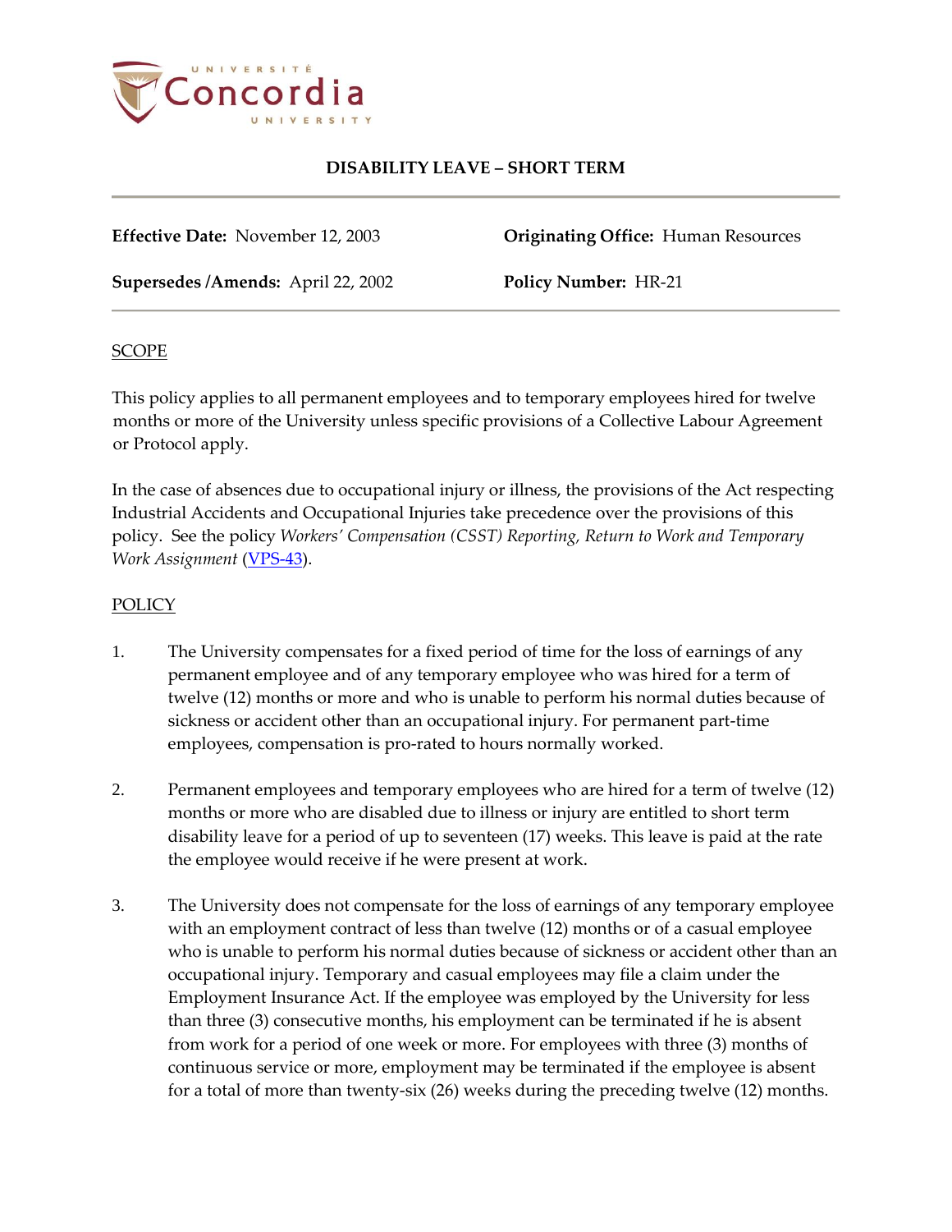# DISABILITY LEAVE – SHORT TERM

**Effective Date:** November 12, 2003

**Originating Office:** Human Resources

**Supersedes /Amends:** April 22, 2002

**Policy Number:** HR-21

## SCOPE

This policy applies to all permanent employees and to temporary employees hired for twelve months or more of the University unless specific provisions of a Collective Labour Agreement or Protocol apply.

In the case of absences due to occupational injury or illness, the provisions of the Act respecting Industrial Accidents and Occupational Injuries take precedence over the provisions of this policy. See the policy *Workers' Compensation (CSST) Reporting, Return to Work and Temporary Work Assignment* (VPS-43).

## POLICY

1. The University compensates for a fixed period of time for the loss of earnings of any permanent employee and of any temporary employee who was hired for a term of twelve (12) months or more and who is unable to perform his normal duties because of sickness or accident other than an occupational injury. For permanent part-time employees, compensation is pro-rated to hours normally worked.

2. Permanent employees and temporary employees who are hired for a term of twelve (12) months or more who are disabled due to illness or injury are entitled to short term disability leave for a period of up to seventeen (17) weeks. This leave is paid at the rate the employee would receive if he were present at work.

3. The University does not compensate for the loss of earnings of any temporary employee with an employment contract of less than twelve (12) months or of a casual employee who is unable to perform his normal duties because of sickness or accident other than an occupational injury. Temporary and casual employees may file a claim under the Employment Insurance Act. If the employee was employed by the University for less than three (3) consecutive months, his employment can be terminated if he is absent from work for a period of one week or more. For employees with three (3) months of continuous service or more, employment may be terminated if the employee is absent for a total of more than twenty-six (26) weeks during the preceding twelve (12) months.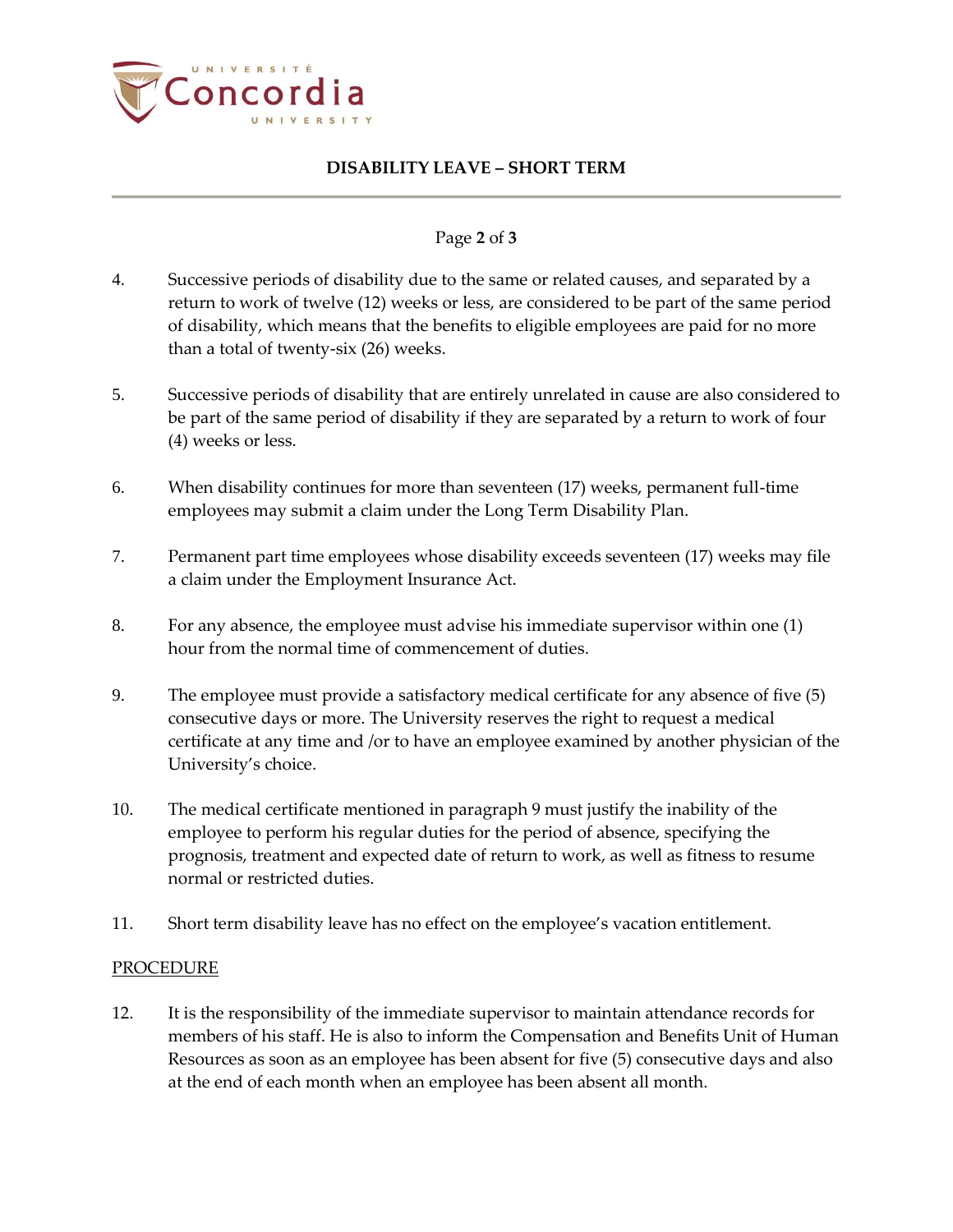4. Successive periods of disability due to the same or related causes, and separated by a return to work of twelve (12) weeks or less, are considered to be part of the same period of disability, which means that the benefits to eligible employees are paid for no more than a total of twenty-six (26) weeks.

5. Successive periods of disability that are entirely unrelated in cause are also considered to be part of the same period of disability if they are separated by a return to work of four (4) weeks or less.

6. When disability continues for more than seventeen (17) weeks, permanent full-time employees may submit a claim under the Long Term Disability Plan.

7. Permanent part time employees whose disability exceeds seventeen (17) weeks may file a claim under the Employment Insurance Act.

8. For any absence, the employee must advise his immediate supervisor within one (1) hour from the normal time of commencement of duties.

9. The employee must provide a satisfactory medical certificate for any absence of five (5) consecutive days or more. The University reserves the right to request a medical certificate at any time and /or to have an employee examined by another physician of the University's choice.

10. The medical certificate mentioned in paragraph 9 must justify the inability of the employee to perform his regular duties for the period of absence, specifying the prognosis, treatment and expected date of return to work, as well as fitness to resume normal or restricted duties.

11. Short term disability leave has no effect on the employee's vacation entitlement.

<u>PROCEDURE</u>

12. It is the responsibility of the immediate supervisor to maintain attendance records for members of his staff. He is also to inform the Compensation and Benefits Unit of Human Resources as soon as an employee has been absent for five (5) consecutive days and also at the end of each month when an employee has been absent all month.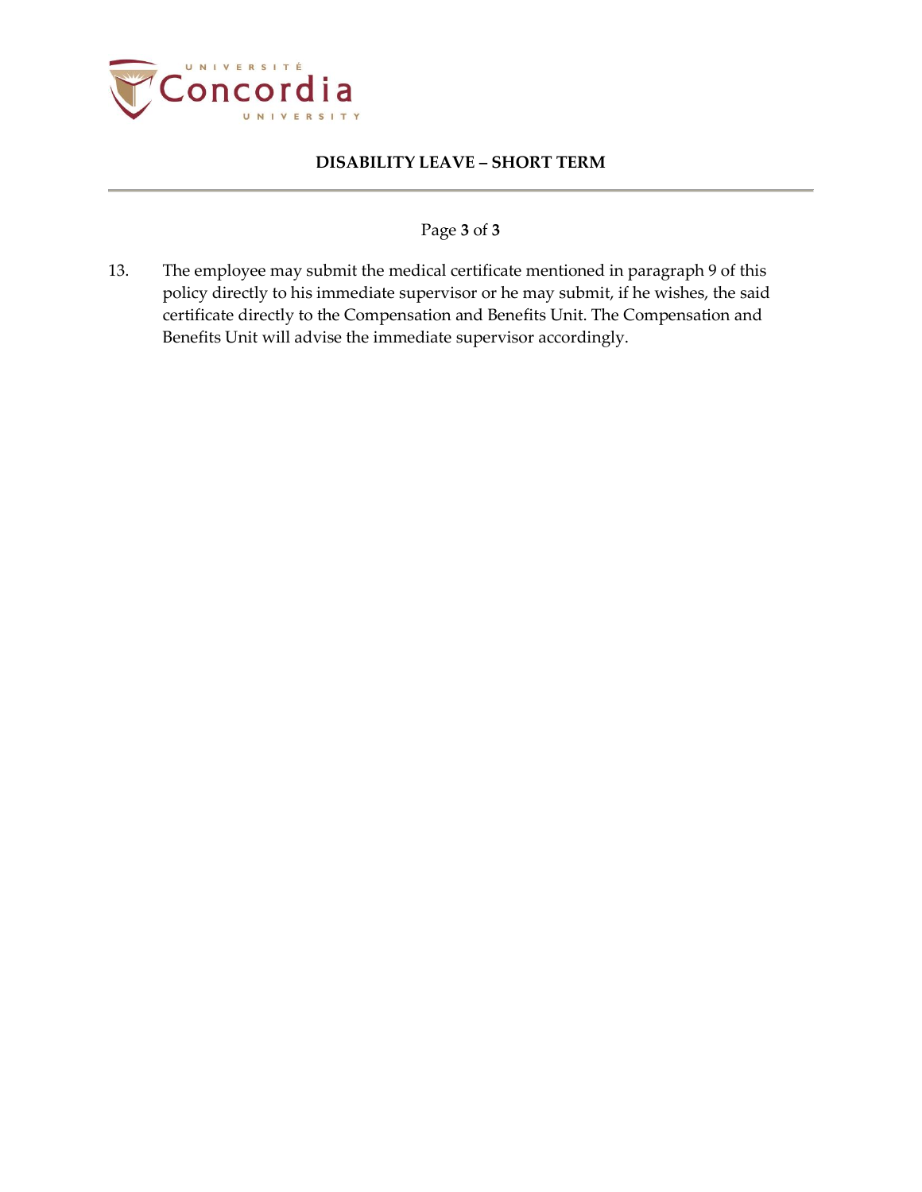13. The employee may submit the medical certificate mentioned in paragraph 9 of this policy directly to his immediate supervisor or he may submit, if he wishes, the said certificate directly to the Compensation and Benefits Unit. The Compensation and Benefits Unit will advise the immediate supervisor accordingly.